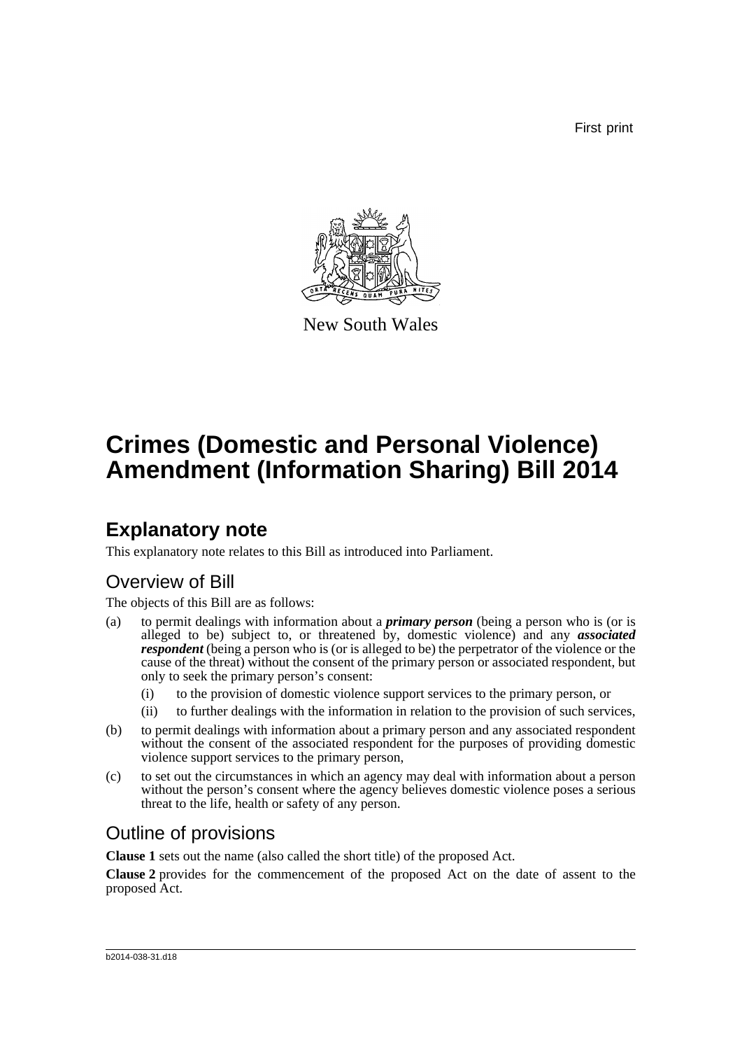First print

New South Wales

# Crimes (Domestic and Personal Violence) Amendment (Information Sharing) Bill 2014

## Explanatory note

This explanatory note relates to this Bill as introduced into Parliament.

### Overview of Bill

The objects of this Bill are as follows:

(a) to permit dealings with information about a ***primary person*** (being a person who is (or is alleged to be) subject to, or threatened by, domestic violence) and any ***associated respondent*** (being a person who is (or is alleged to be) the perpetrator of the violence or the cause of the threat) without the consent of the primary person or associated respondent, but only to seek the primary person's consent:

  (i) to the provision of domestic violence support services to the primary person, or

  (ii) to further dealings with the information in relation to the provision of such services,

(b) to permit dealings with information about a primary person and any associated respondent without the consent of the associated respondent for the purposes of providing domestic violence support services to the primary person,

(c) to set out the circumstances in which an agency may deal with information about a person without the person's consent where the agency believes domestic violence poses a serious threat to the life, health or safety of any person.

### Outline of provisions

**Clause 1** sets out the name (also called the short title) of the proposed Act.

**Clause 2** provides for the commencement of the proposed Act on the date of assent to the proposed Act.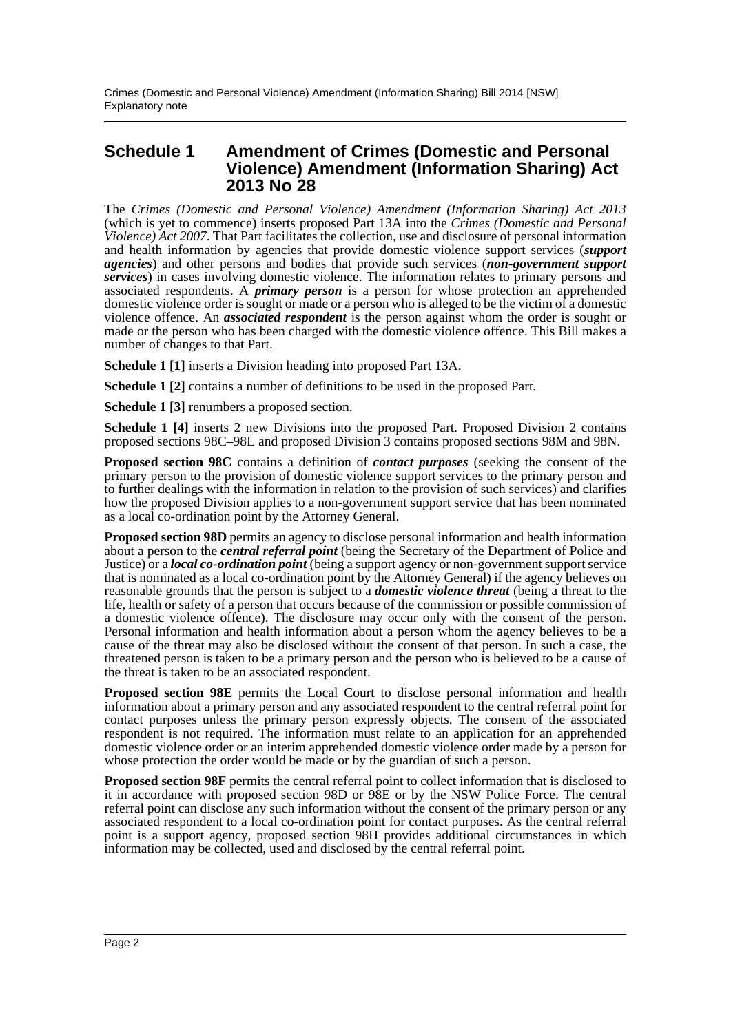## Schedule 1 Amendment of Crimes (Domestic and Personal Violence) Amendment (Information Sharing) Act 2013 No 28

The *Crimes (Domestic and Personal Violence) Amendment (Information Sharing) Act 2013* (which is yet to commence) inserts proposed Part 13A into the *Crimes (Domestic and Personal Violence) Act 2007*. That Part facilitates the collection, use and disclosure of personal information and health information by agencies that provide domestic violence support services (***support agencies***) and other persons and bodies that provide such services (***non-government support services***) in cases involving domestic violence. The information relates to primary persons and associated respondents. A ***primary person*** is a person for whose protection an apprehended domestic violence order is sought or made or a person who is alleged to be the victim of a domestic violence offence. An ***associated respondent*** is the person against whom the order is sought or made or the person who has been charged with the domestic violence offence. This Bill makes a number of changes to that Part.

**Schedule 1 [1]** inserts a Division heading into proposed Part 13A.

**Schedule 1 [2]** contains a number of definitions to be used in the proposed Part.

**Schedule 1 [3]** renumbers a proposed section.

**Schedule 1 [4]** inserts 2 new Divisions into the proposed Part. Proposed Division 2 contains proposed sections 98C–98L and proposed Division 3 contains proposed sections 98M and 98N.

**Proposed section 98C** contains a definition of ***contact purposes*** (seeking the consent of the primary person to the provision of domestic violence support services to the primary person and to further dealings with the information in relation to the provision of such services) and clarifies how the proposed Division applies to a non-government support service that has been nominated as a local co-ordination point by the Attorney General.

**Proposed section 98D** permits an agency to disclose personal information and health information about a person to the ***central referral point*** (being the Secretary of the Department of Police and Justice) or a ***local co-ordination point*** (being a support agency or non-government support service that is nominated as a local co-ordination point by the Attorney General) if the agency believes on reasonable grounds that the person is subject to a ***domestic violence threat*** (being a threat to the life, health or safety of a person that occurs because of the commission or possible commission of a domestic violence offence). The disclosure may occur only with the consent of the person. Personal information and health information about a person whom the agency believes to be a cause of the threat may also be disclosed without the consent of that person. In such a case, the threatened person is taken to be a primary person and the person who is believed to be a cause of the threat is taken to be an associated respondent.

**Proposed section 98E** permits the Local Court to disclose personal information and health information about a primary person and any associated respondent to the central referral point for contact purposes unless the primary person expressly objects. The consent of the associated respondent is not required. The information must relate to an application for an apprehended domestic violence order or an interim apprehended domestic violence order made by a person for whose protection the order would be made or by the guardian of such a person.

**Proposed section 98F** permits the central referral point to collect information that is disclosed to it in accordance with proposed section 98D or 98E or by the NSW Police Force. The central referral point can disclose any such information without the consent of the primary person or any associated respondent to a local co-ordination point for contact purposes. As the central referral point is a support agency, proposed section 98H provides additional circumstances in which information may be collected, used and disclosed by the central referral point.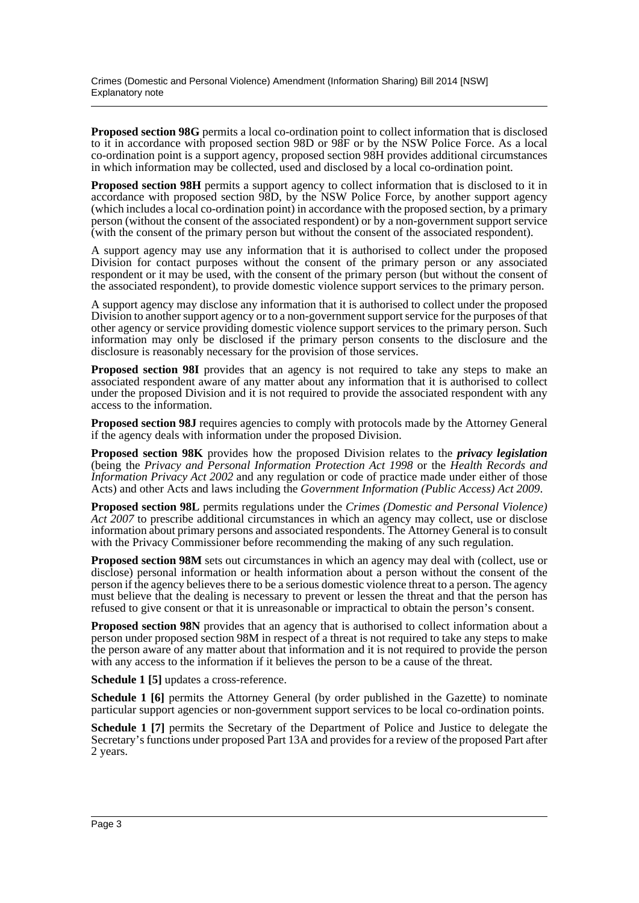**Proposed section 98G** permits a local co-ordination point to collect information that is disclosed to it in accordance with proposed section 98D or 98F or by the NSW Police Force. As a local co-ordination point is a support agency, proposed section 98H provides additional circumstances in which information may be collected, used and disclosed by a local co-ordination point.

**Proposed section 98H** permits a support agency to collect information that is disclosed to it in accordance with proposed section 98D, by the NSW Police Force, by another support agency (which includes a local co-ordination point) in accordance with the proposed section, by a primary person (without the consent of the associated respondent) or by a non-government support service (with the consent of the primary person but without the consent of the associated respondent).

A support agency may use any information that it is authorised to collect under the proposed Division for contact purposes without the consent of the primary person or any associated respondent or it may be used, with the consent of the primary person (but without the consent of the associated respondent), to provide domestic violence support services to the primary person.

A support agency may disclose any information that it is authorised to collect under the proposed Division to another support agency or to a non-government support service for the purposes of that other agency or service providing domestic violence support services to the primary person. Such information may only be disclosed if the primary person consents to the disclosure and the disclosure is reasonably necessary for the provision of those services.

**Proposed section 98I** provides that an agency is not required to take any steps to make an associated respondent aware of any matter about any information that it is authorised to collect under the proposed Division and it is not required to provide the associated respondent with any access to the information.

**Proposed section 98J** requires agencies to comply with protocols made by the Attorney General if the agency deals with information under the proposed Division.

**Proposed section 98K** provides how the proposed Division relates to the ***privacy legislation*** (being the *Privacy and Personal Information Protection Act 1998* or the *Health Records and Information Privacy Act 2002* and any regulation or code of practice made under either of those Acts) and other Acts and laws including the *Government Information (Public Access) Act 2009*.

**Proposed section 98L** permits regulations under the *Crimes (Domestic and Personal Violence) Act 2007* to prescribe additional circumstances in which an agency may collect, use or disclose information about primary persons and associated respondents. The Attorney General is to consult with the Privacy Commissioner before recommending the making of any such regulation.

**Proposed section 98M** sets out circumstances in which an agency may deal with (collect, use or disclose) personal information or health information about a person without the consent of the person if the agency believes there to be a serious domestic violence threat to a person. The agency must believe that the dealing is necessary to prevent or lessen the threat and that the person has refused to give consent or that it is unreasonable or impractical to obtain the person's consent.

**Proposed section 98N** provides that an agency that is authorised to collect information about a person under proposed section 98M in respect of a threat is not required to take any steps to make the person aware of any matter about that information and it is not required to provide the person with any access to the information if it believes the person to be a cause of the threat.

**Schedule 1 [5]** updates a cross-reference.

**Schedule 1 [6]** permits the Attorney General (by order published in the Gazette) to nominate particular support agencies or non-government support services to be local co-ordination points.

**Schedule 1 [7]** permits the Secretary of the Department of Police and Justice to delegate the Secretary's functions under proposed Part 13A and provides for a review of the proposed Part after 2 years.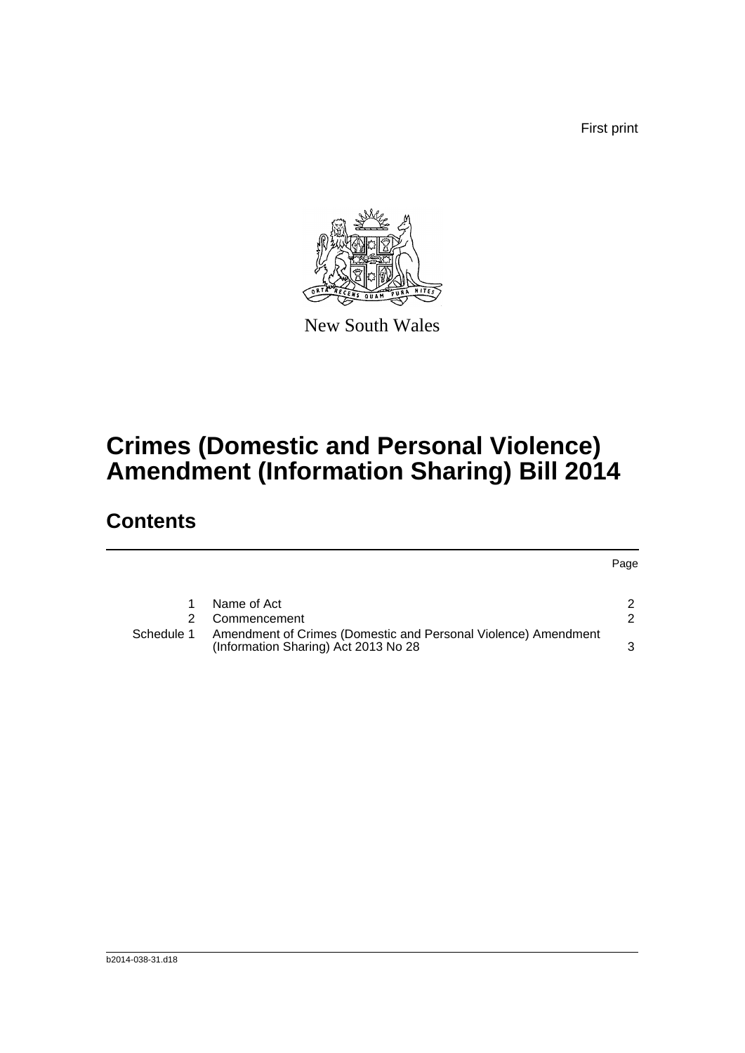First print

New South Wales

# Crimes (Domestic and Personal Violence) Amendment (Information Sharing) Bill 2014

## Contents

| | | Page |
|---|---|---|
| 1 | Name of Act | 2 |
| 2 | Commencement | 2 |
| Schedule 1 | Amendment of Crimes (Domestic and Personal Violence) Amendment (Information Sharing) Act 2013 No 28 | 3 |

b2014-038-31.d18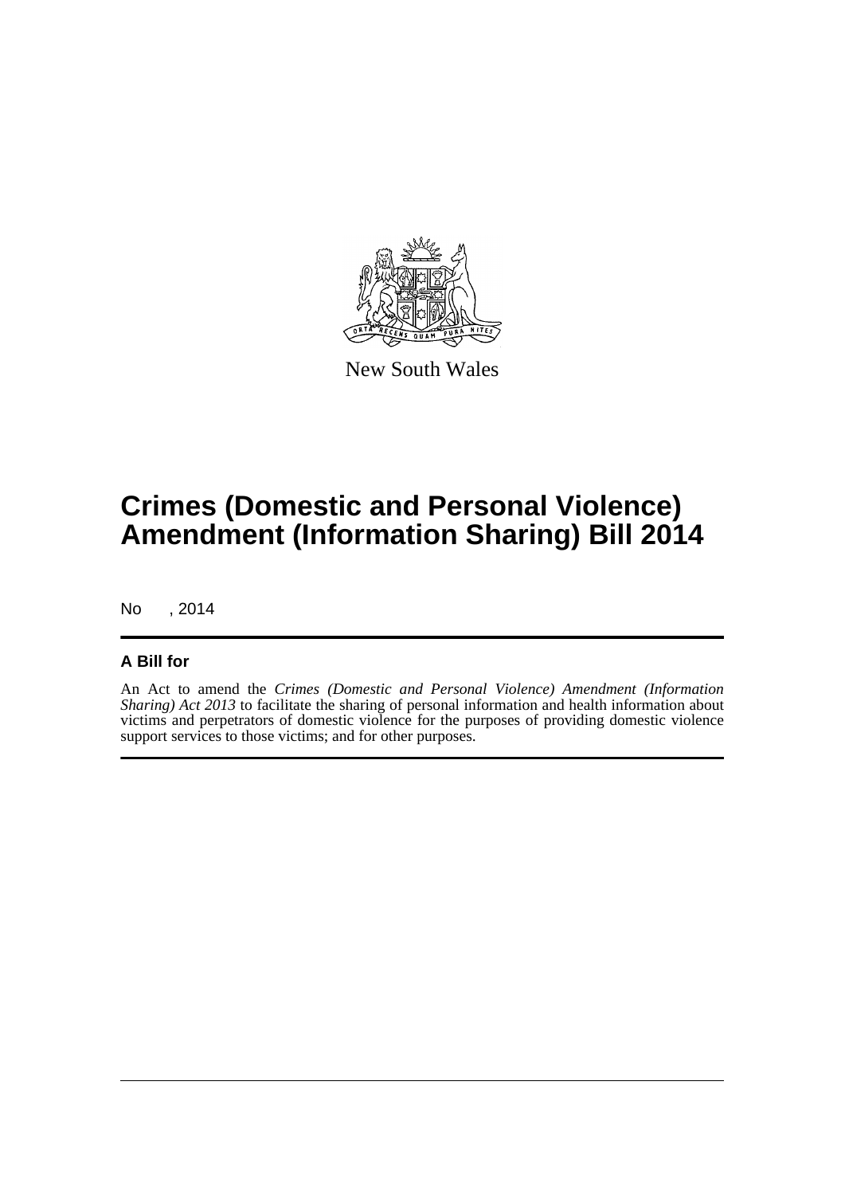New South Wales

# Crimes (Domestic and Personal Violence) Amendment (Information Sharing) Bill 2014

No , 2014

## A Bill for

An Act to amend the *Crimes (Domestic and Personal Violence) Amendment (Information Sharing) Act 2013* to facilitate the sharing of personal information and health information about victims and perpetrators of domestic violence for the purposes of providing domestic violence support services to those victims; and for other purposes.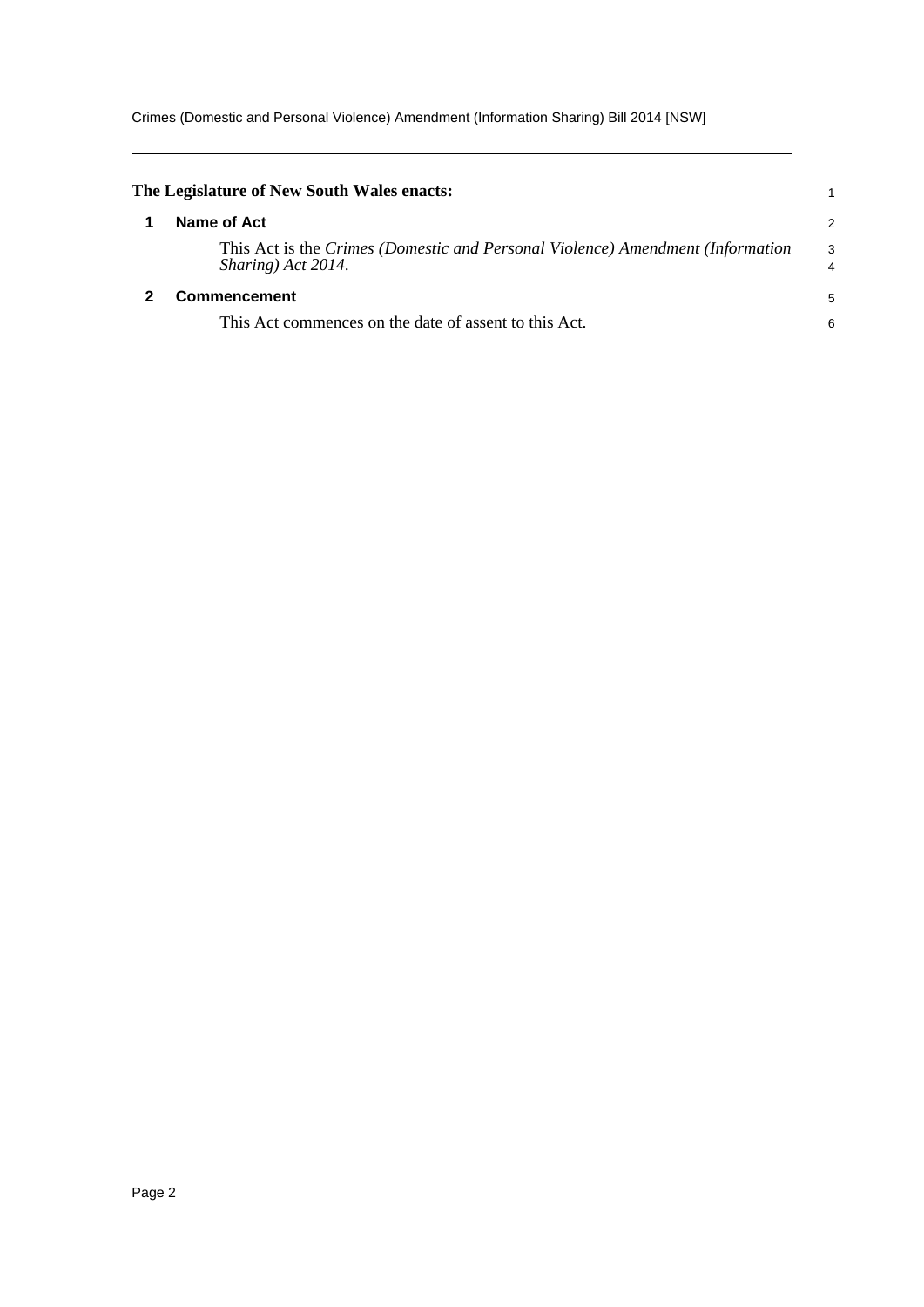**The Legislature of New South Wales enacts:**

## 1 Name of Act

This Act is the *Crimes (Domestic and Personal Violence) Amendment (Information Sharing) Act 2014*.

## 2 Commencement

This Act commences on the date of assent to this Act.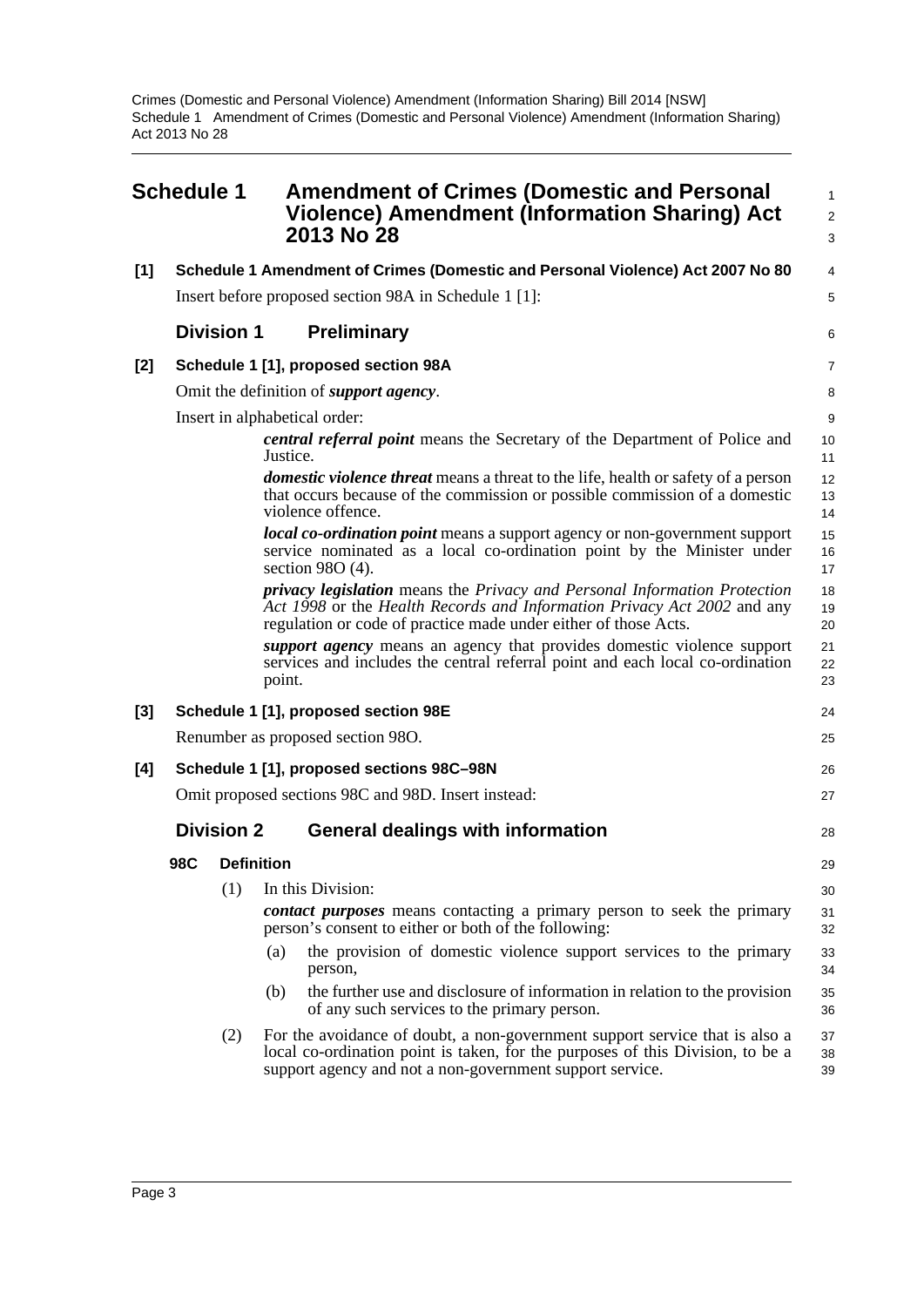# Schedule 1 Amendment of Crimes (Domestic and Personal Violence) Amendment (Information Sharing) Act 2013 No 28

**[1] Schedule 1 Amendment of Crimes (Domestic and Personal Violence) Act 2007 No 80**

Insert before proposed section 98A in Schedule 1 [1]:

## Division 1 Preliminary

**[2] Schedule 1 [1], proposed section 98A**

Omit the definition of ***support agency***.

Insert in alphabetical order:

> ***central referral point*** means the Secretary of the Department of Police and Justice.
>
> ***domestic violence threat*** means a threat to the life, health or safety of a person that occurs because of the commission or possible commission of a domestic violence offence.
>
> ***local co-ordination point*** means a support agency or non-government support service nominated as a local co-ordination point by the Minister under section 98O (4).
>
> ***privacy legislation*** means the *Privacy and Personal Information Protection Act 1998* or the *Health Records and Information Privacy Act 2002* and any regulation or code of practice made under either of those Acts.
>
> ***support agency*** means an agency that provides domestic violence support services and includes the central referral point and each local co-ordination point.

**[3] Schedule 1 [1], proposed section 98E**

Renumber as proposed section 98O.

**[4] Schedule 1 [1], proposed sections 98C–98N**

Omit proposed sections 98C and 98D. Insert instead:

## Division 2 General dealings with information

### 98C Definition

(1) In this Division:

***contact purposes*** means contacting a primary person to seek the primary person's consent to either or both of the following:

- (a) the provision of domestic violence support services to the primary person,
- (b) the further use and disclosure of information in relation to the provision of any such services to the primary person.

(2) For the avoidance of doubt, a non-government support service that is also a local co-ordination point is taken, for the purposes of this Division, to be a support agency and not a non-government support service.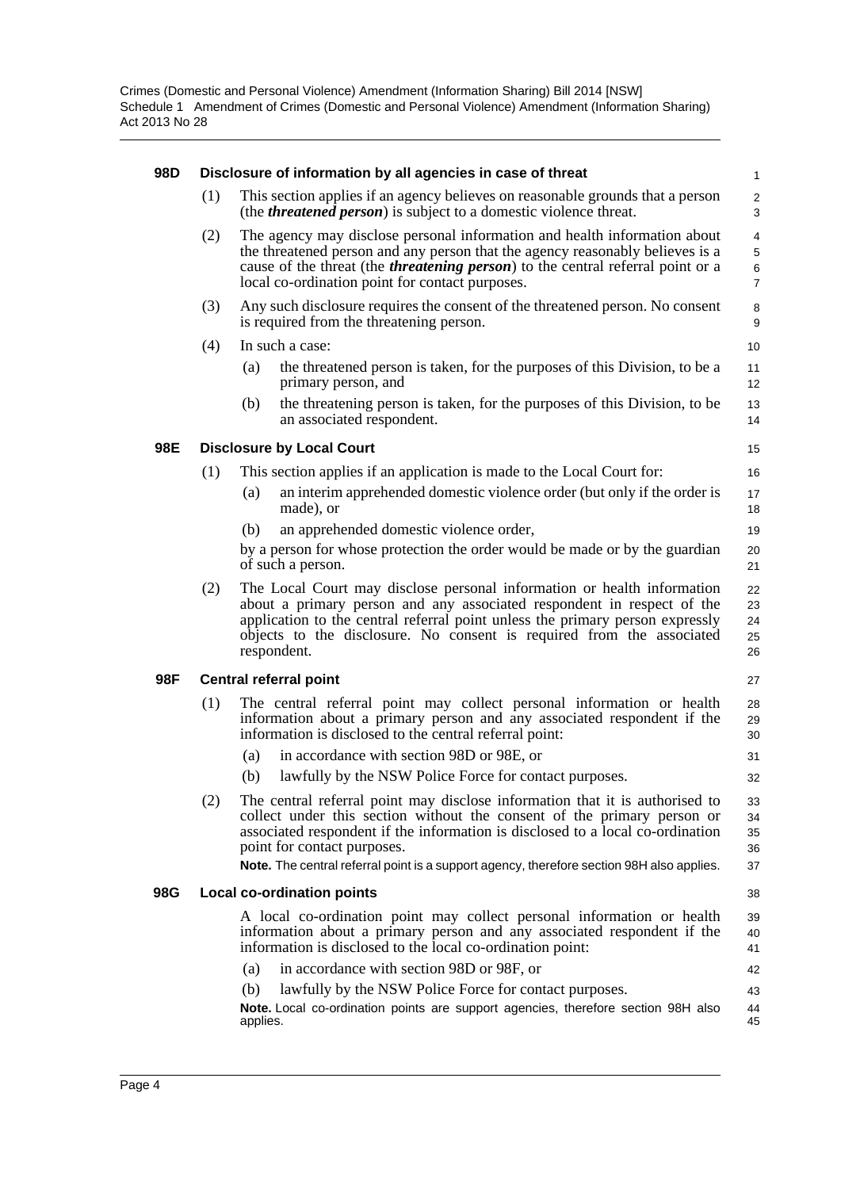**98D Disclosure of information by all agencies in case of threat**

(1) This section applies if an agency believes on reasonable grounds that a person (the ***threatened person***) is subject to a domestic violence threat.

(2) The agency may disclose personal information and health information about the threatened person and any person that the agency reasonably believes is a cause of the threat (the ***threatening person***) to the central referral point or a local co-ordination point for contact purposes.

(3) Any such disclosure requires the consent of the threatened person. No consent is required from the threatening person.

(4) In such a case:

(a) the threatened person is taken, for the purposes of this Division, to be a primary person, and

(b) the threatening person is taken, for the purposes of this Division, to be an associated respondent.

**98E Disclosure by Local Court**

(1) This section applies if an application is made to the Local Court for:

(a) an interim apprehended domestic violence order (but only if the order is made), or

(b) an apprehended domestic violence order,

by a person for whose protection the order would be made or by the guardian of such a person.

(2) The Local Court may disclose personal information or health information about a primary person and any associated respondent in respect of the application to the central referral point unless the primary person expressly objects to the disclosure. No consent is required from the associated respondent.

**98F Central referral point**

(1) The central referral point may collect personal information or health information about a primary person and any associated respondent if the information is disclosed to the central referral point:

(a) in accordance with section 98D or 98E, or

(b) lawfully by the NSW Police Force for contact purposes.

(2) The central referral point may disclose information that it is authorised to collect under this section without the consent of the primary person or associated respondent if the information is disclosed to a local co-ordination point for contact purposes.

**Note.** The central referral point is a support agency, therefore section 98H also applies.

**98G Local co-ordination points**

A local co-ordination point may collect personal information or health information about a primary person and any associated respondent if the information is disclosed to the local co-ordination point:

(a) in accordance with section 98D or 98F, or

(b) lawfully by the NSW Police Force for contact purposes.

**Note.** Local co-ordination points are support agencies, therefore section 98H also applies.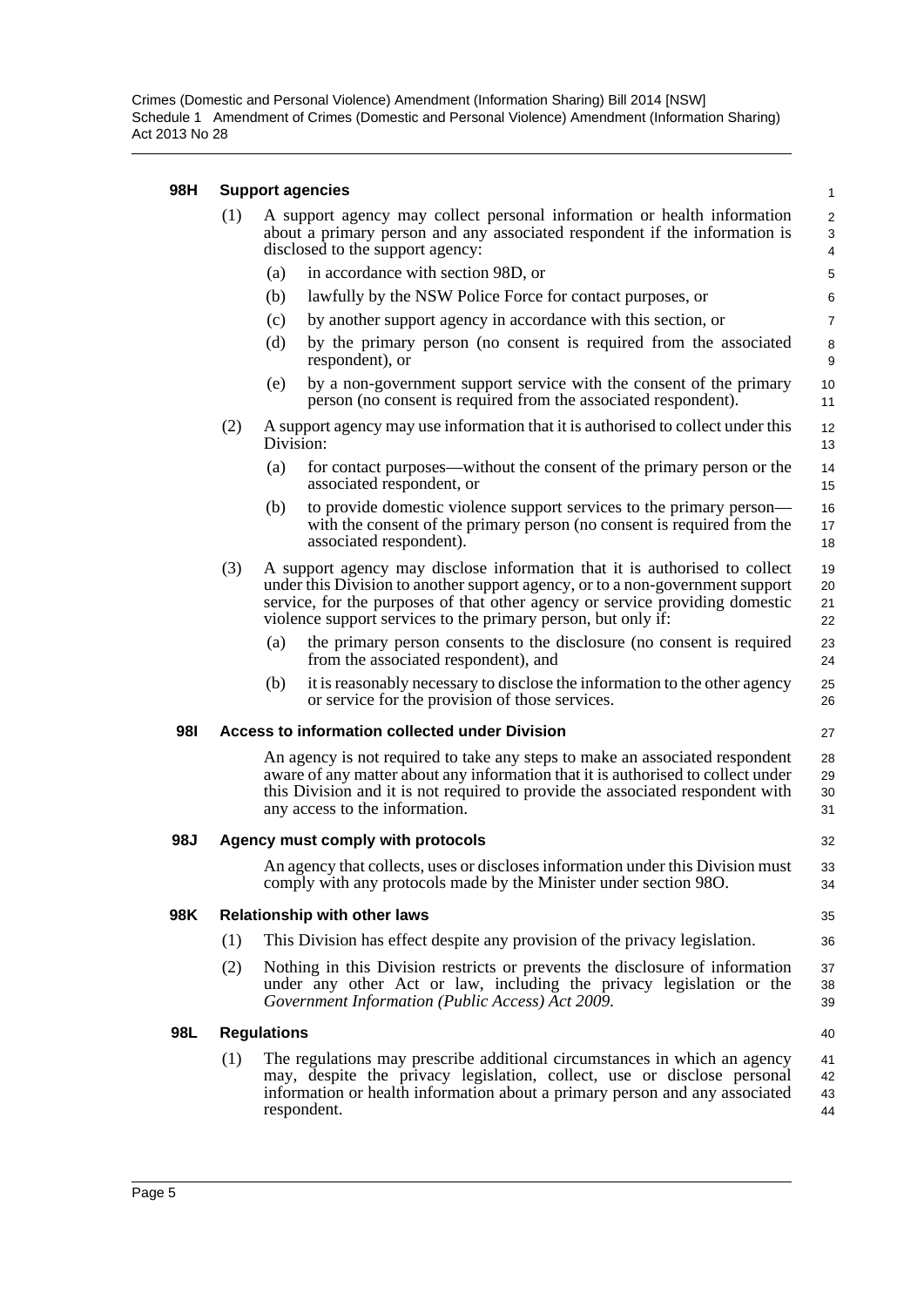**98H Support agencies**

(1) A support agency may collect personal information or health information about a primary person and any associated respondent if the information is disclosed to the support agency:

(a) in accordance with section 98D, or

(b) lawfully by the NSW Police Force for contact purposes, or

(c) by another support agency in accordance with this section, or

(d) by the primary person (no consent is required from the associated respondent), or

(e) by a non-government support service with the consent of the primary person (no consent is required from the associated respondent).

(2) A support agency may use information that it is authorised to collect under this Division:

(a) for contact purposes—without the consent of the primary person or the associated respondent, or

(b) to provide domestic violence support services to the primary person—with the consent of the primary person (no consent is required from the associated respondent).

(3) A support agency may disclose information that it is authorised to collect under this Division to another support agency, or to a non-government support service, for the purposes of that other agency or service providing domestic violence support services to the primary person, but only if:

(a) the primary person consents to the disclosure (no consent is required from the associated respondent), and

(b) it is reasonably necessary to disclose the information to the other agency or service for the provision of those services.

**98I Access to information collected under Division**

An agency is not required to take any steps to make an associated respondent aware of any matter about any information that it is authorised to collect under this Division and it is not required to provide the associated respondent with any access to the information.

**98J Agency must comply with protocols**

An agency that collects, uses or discloses information under this Division must comply with any protocols made by the Minister under section 98O.

**98K Relationship with other laws**

(1) This Division has effect despite any provision of the privacy legislation.

(2) Nothing in this Division restricts or prevents the disclosure of information under any other Act or law, including the privacy legislation or the *Government Information (Public Access) Act 2009*.

**98L Regulations**

(1) The regulations may prescribe additional circumstances in which an agency may, despite the privacy legislation, collect, use or disclose personal information or health information about a primary person and any associated respondent.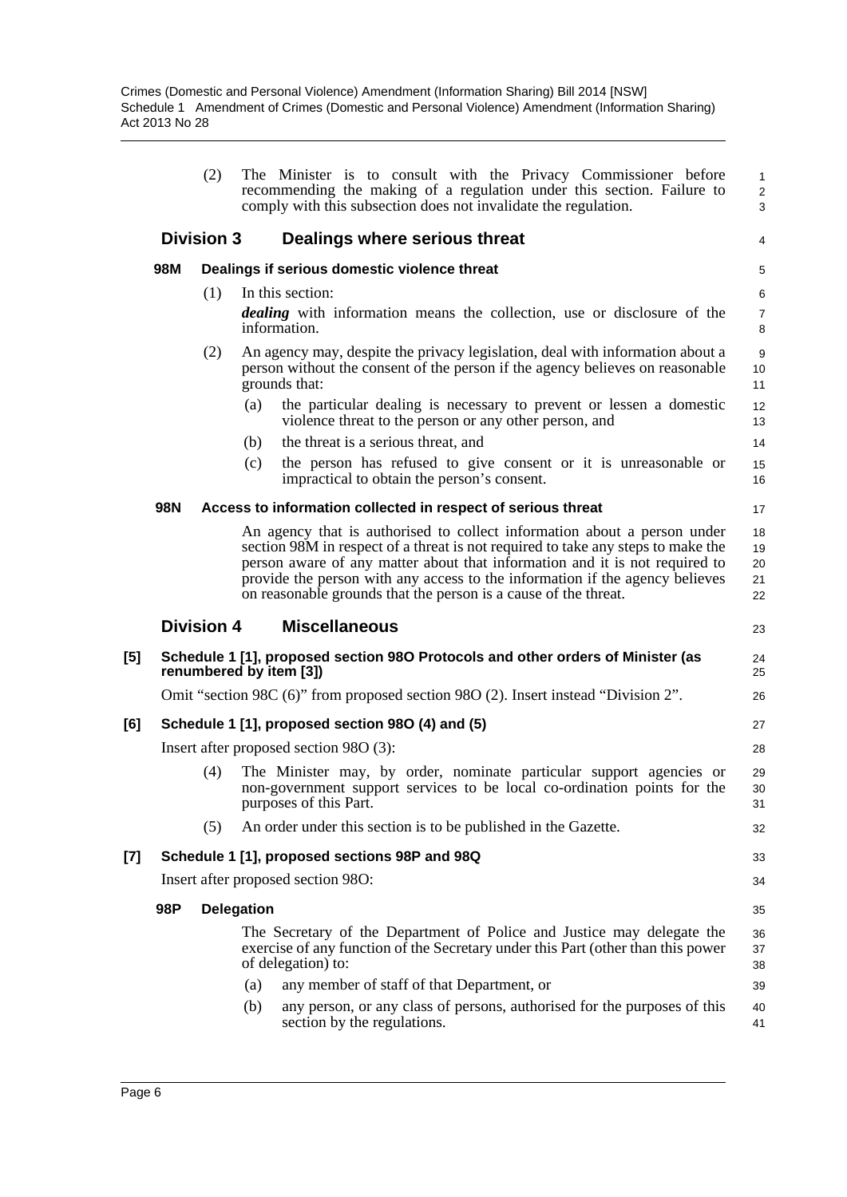(2) The Minister is to consult with the Privacy Commissioner before recommending the making of a regulation under this section. Failure to comply with this subsection does not invalidate the regulation.

## Division 3 Dealings where serious threat

### 98M Dealings if serious domestic violence threat

(1) In this section:

***dealing*** with information means the collection, use or disclosure of the information.

(2) An agency may, despite the privacy legislation, deal with information about a person without the consent of the person if the agency believes on reasonable grounds that:

(a) the particular dealing is necessary to prevent or lessen a domestic violence threat to the person or any other person, and

(b) the threat is a serious threat, and

(c) the person has refused to give consent or it is unreasonable or impractical to obtain the person's consent.

### 98N Access to information collected in respect of serious threat

An agency that is authorised to collect information about a person under section 98M in respect of a threat is not required to take any steps to make the person aware of any matter about that information and it is not required to provide the person with any access to the information if the agency believes on reasonable grounds that the person is a cause of the threat.

## Division 4 Miscellaneous

**[5] Schedule 1 [1], proposed section 98O Protocols and other orders of Minister (as renumbered by item [3])**

Omit "section 98C (6)" from proposed section 98O (2). Insert instead "Division 2".

**[6] Schedule 1 [1], proposed section 98O (4) and (5)**

Insert after proposed section 98O (3):

(4) The Minister may, by order, nominate particular support agencies or non-government support services to be local co-ordination points for the purposes of this Part.

(5) An order under this section is to be published in the Gazette.

**[7] Schedule 1 [1], proposed sections 98P and 98Q**

Insert after proposed section 98O:

### 98P Delegation

The Secretary of the Department of Police and Justice may delegate the exercise of any function of the Secretary under this Part (other than this power of delegation) to:

(a) any member of staff of that Department, or

(b) any person, or any class of persons, authorised for the purposes of this section by the regulations.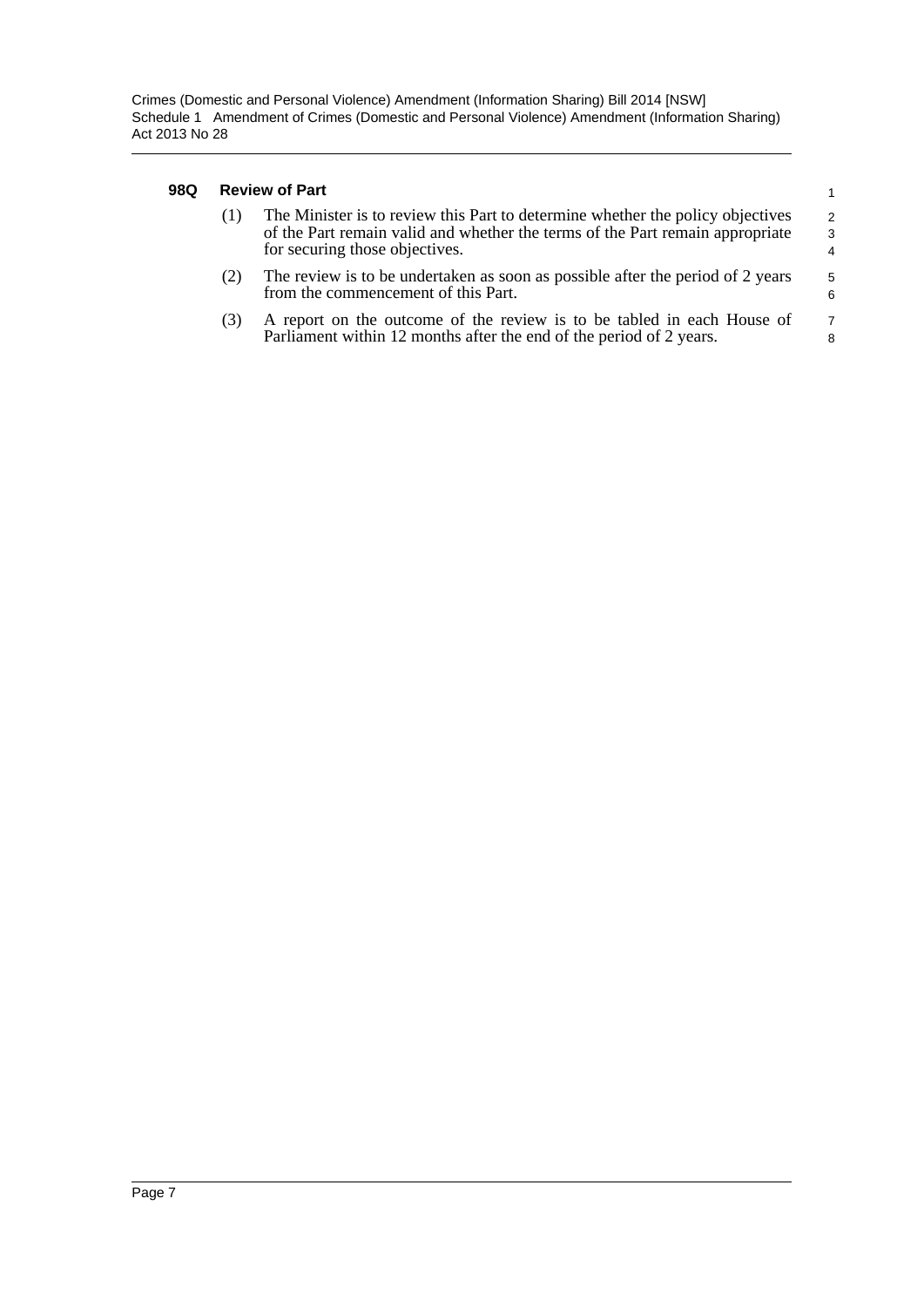**98Q Review of Part**

(1) The Minister is to review this Part to determine whether the policy objectives of the Part remain valid and whether the terms of the Part remain appropriate for securing those objectives.

(2) The review is to be undertaken as soon as possible after the period of 2 years from the commencement of this Part.

(3) A report on the outcome of the review is to be tabled in each House of Parliament within 12 months after the end of the period of 2 years.